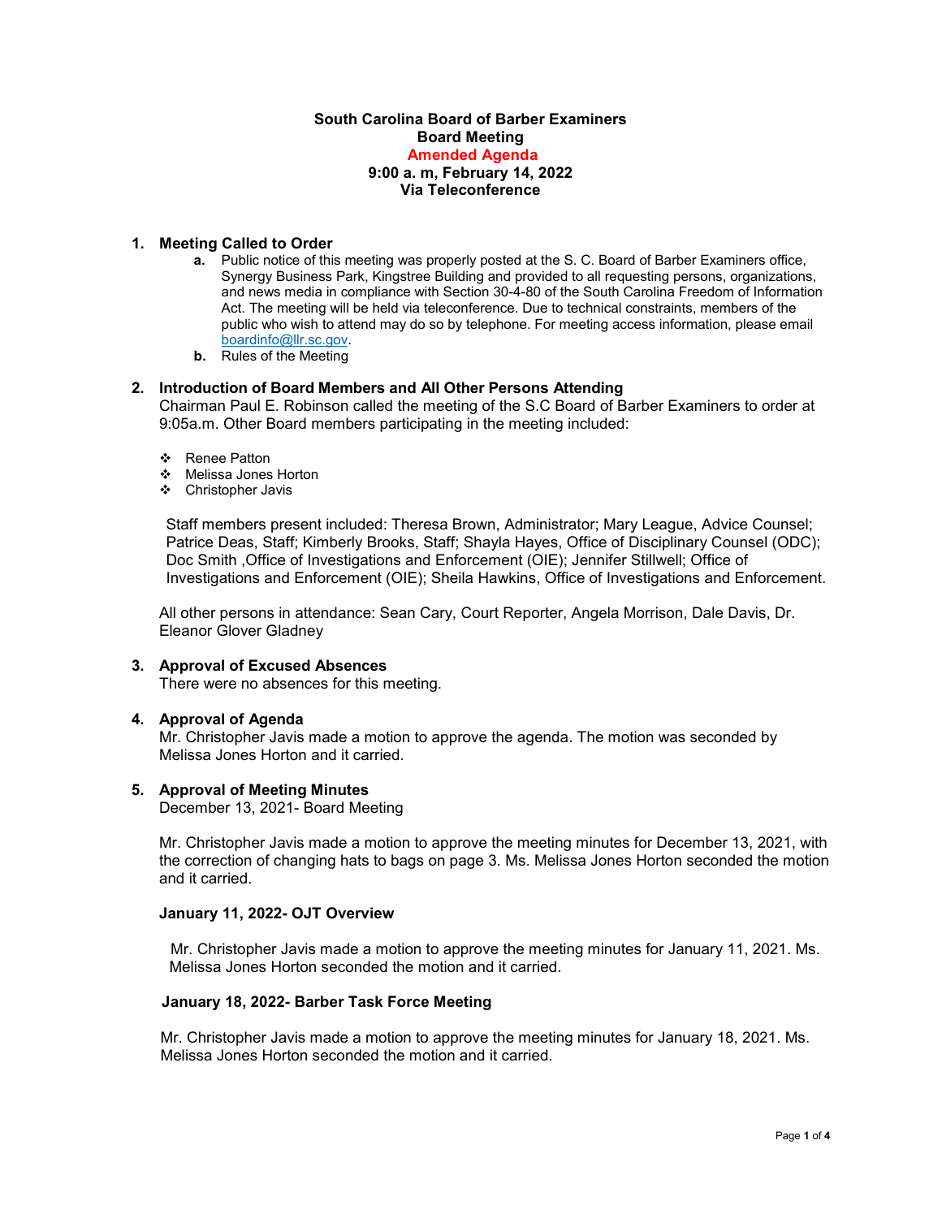**South Carolina Board of Barber Examiners**
**Board Meeting**
**Amended Agenda**
**9:00 a. m, February 14, 2022**
**Via Teleconference**

## 1. Meeting Called to Order

- **a.** Public notice of this meeting was properly posted at the S. C. Board of Barber Examiners office, Synergy Business Park, Kingstree Building and provided to all requesting persons, organizations, and news media in compliance with Section 30-4-80 of the South Carolina Freedom of Information Act. The meeting will be held via teleconference. Due to technical constraints, members of the public who wish to attend may do so by telephone. For meeting access information, please email boardinfo@llr.sc.gov.
- **b.** Rules of the Meeting

## 2. Introduction of Board Members and All Other Persons Attending

Chairman Paul E. Robinson called the meeting of the S.C Board of Barber Examiners to order at 9:05a.m. Other Board members participating in the meeting included:

- Renee Patton
- Melissa Jones Horton
- Christopher Javis

Staff members present included: Theresa Brown, Administrator; Mary League, Advice Counsel; Patrice Deas, Staff; Kimberly Brooks, Staff; Shayla Hayes, Office of Disciplinary Counsel (ODC); Doc Smith ,Office of Investigations and Enforcement (OIE); Jennifer Stillwell; Office of Investigations and Enforcement (OIE); Sheila Hawkins, Office of Investigations and Enforcement.

All other persons in attendance: Sean Cary, Court Reporter, Angela Morrison, Dale Davis, Dr. Eleanor Glover Gladney

## 3. Approval of Excused Absences

There were no absences for this meeting.

## 4. Approval of Agenda

Mr. Christopher Javis made a motion to approve the agenda. The motion was seconded by Melissa Jones Horton and it carried.

## 5. Approval of Meeting Minutes

December 13, 2021- Board Meeting

Mr. Christopher Javis made a motion to approve the meeting minutes for December 13, 2021, with the correction of changing hats to bags on page 3. Ms. Melissa Jones Horton seconded the motion and it carried.

**January 11, 2022- OJT Overview**

Mr. Christopher Javis made a motion to approve the meeting minutes for January 11, 2021. Ms. Melissa Jones Horton seconded the motion and it carried.

**January 18, 2022- Barber Task Force Meeting**

Mr. Christopher Javis made a motion to approve the meeting minutes for January 18, 2021. Ms. Melissa Jones Horton seconded the motion and it carried.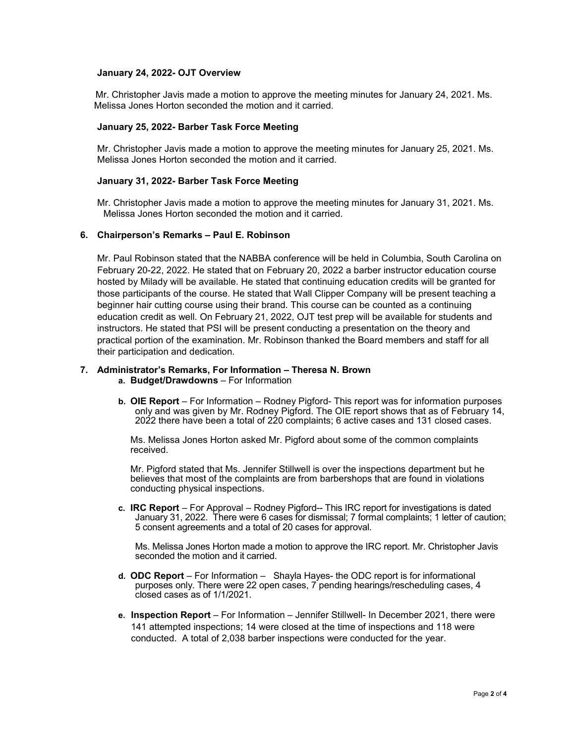**January 24, 2022- OJT Overview**

Mr. Christopher Javis made a motion to approve the meeting minutes for January 24, 2021. Ms. Melissa Jones Horton seconded the motion and it carried.

**January 25, 2022- Barber Task Force Meeting**

Mr. Christopher Javis made a motion to approve the meeting minutes for January 25, 2021. Ms. Melissa Jones Horton seconded the motion and it carried.

**January 31, 2022- Barber Task Force Meeting**

Mr. Christopher Javis made a motion to approve the meeting minutes for January 31, 2021. Ms. Melissa Jones Horton seconded the motion and it carried.

**6. Chairperson's Remarks – Paul E. Robinson**

Mr. Paul Robinson stated that the NABBA conference will be held in Columbia, South Carolina on February 20-22, 2022. He stated that on February 20, 2022 a barber instructor education course hosted by Milady will be available. He stated that continuing education credits will be granted for those participants of the course. He stated that Wall Clipper Company will be present teaching a beginner hair cutting course using their brand. This course can be counted as a continuing education credit as well. On February 21, 2022, OJT test prep will be available for students and instructors. He stated that PSI will be present conducting a presentation on the theory and practical portion of the examination. Mr. Robinson thanked the Board members and staff for all their participation and dedication.

**7. Administrator's Remarks, For Information – Theresa N. Brown**

a. **Budget/Drawdowns** – For Information

b. **OIE Report** – For Information – Rodney Pigford- This report was for information purposes only and was given by Mr. Rodney Pigford. The OIE report shows that as of February 14, 2022 there have been a total of 220 complaints; 6 active cases and 131 closed cases.

   Ms. Melissa Jones Horton asked Mr. Pigford about some of the common complaints received.

   Mr. Pigford stated that Ms. Jennifer Stillwell is over the inspections department but he believes that most of the complaints are from barbershops that are found in violations conducting physical inspections.

c. **IRC Report** – For Approval – Rodney Pigford-- This IRC report for investigations is dated January 31, 2022. There were 6 cases for dismissal; 7 formal complaints; 1 letter of caution; 5 consent agreements and a total of 20 cases for approval.

   Ms. Melissa Jones Horton made a motion to approve the IRC report. Mr. Christopher Javis seconded the motion and it carried.

d. **ODC Report** – For Information – Shayla Hayes- the ODC report is for informational purposes only. There were 22 open cases, 7 pending hearings/rescheduling cases, 4 closed cases as of 1/1/2021.

e. **Inspection Report** – For Information – Jennifer Stillwell- In December 2021, there were 141 attempted inspections; 14 were closed at the time of inspections and 118 were conducted. A total of 2,038 barber inspections were conducted for the year.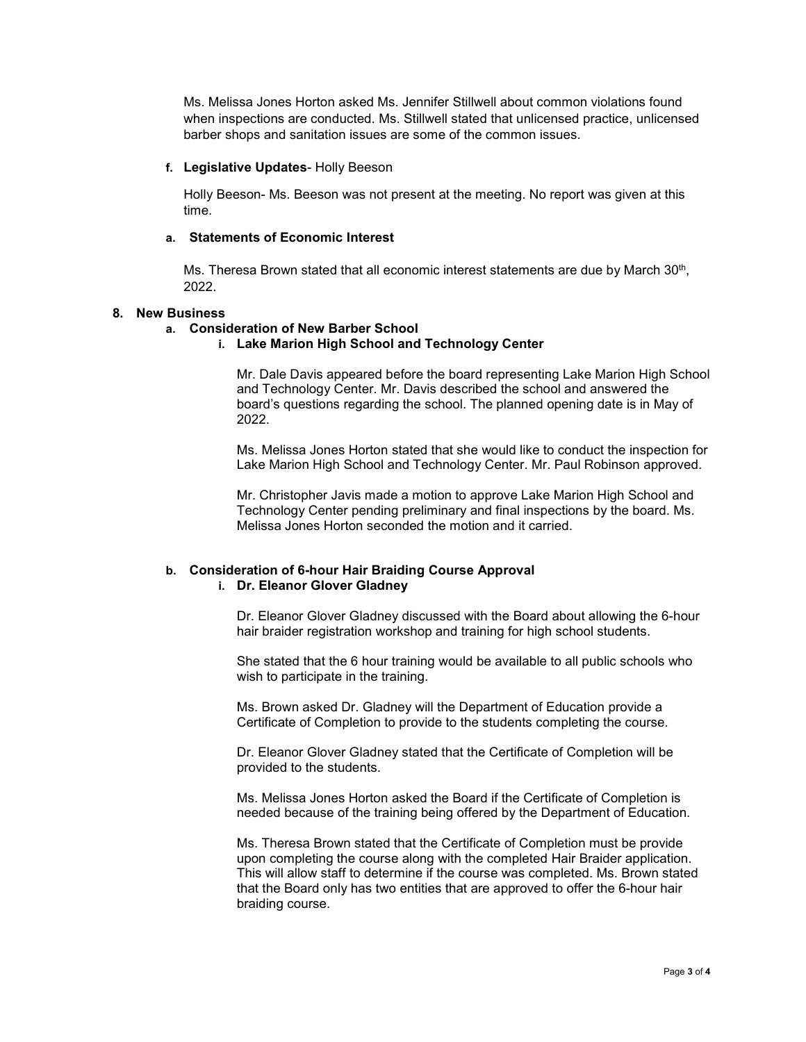Ms. Melissa Jones Horton asked Ms. Jennifer Stillwell about common violations found when inspections are conducted. Ms. Stillwell stated that unlicensed practice, unlicensed barber shops and sanitation issues are some of the common issues.

**f. Legislative Updates**- Holly Beeson

Holly Beeson- Ms. Beeson was not present at the meeting. No report was given at this time.

**a. Statements of Economic Interest**

Ms. Theresa Brown stated that all economic interest statements are due by March 30th, 2022.

**8. New Business**

**a. Consideration of New Barber School**

**i. Lake Marion High School and Technology Center**

Mr. Dale Davis appeared before the board representing Lake Marion High School and Technology Center. Mr. Davis described the school and answered the board's questions regarding the school. The planned opening date is in May of 2022.

Ms. Melissa Jones Horton stated that she would like to conduct the inspection for Lake Marion High School and Technology Center. Mr. Paul Robinson approved.

Mr. Christopher Javis made a motion to approve Lake Marion High School and Technology Center pending preliminary and final inspections by the board. Ms. Melissa Jones Horton seconded the motion and it carried.

**b. Consideration of 6-hour Hair Braiding Course Approval**

**i. Dr. Eleanor Glover Gladney**

Dr. Eleanor Glover Gladney discussed with the Board about allowing the 6-hour hair braider registration workshop and training for high school students.

She stated that the 6 hour training would be available to all public schools who wish to participate in the training.

Ms. Brown asked Dr. Gladney will the Department of Education provide a Certificate of Completion to provide to the students completing the course.

Dr. Eleanor Glover Gladney stated that the Certificate of Completion will be provided to the students.

Ms. Melissa Jones Horton asked the Board if the Certificate of Completion is needed because of the training being offered by the Department of Education.

Ms. Theresa Brown stated that the Certificate of Completion must be provide upon completing the course along with the completed Hair Braider application. This will allow staff to determine if the course was completed. Ms. Brown stated that the Board only has two entities that are approved to offer the 6-hour hair braiding course.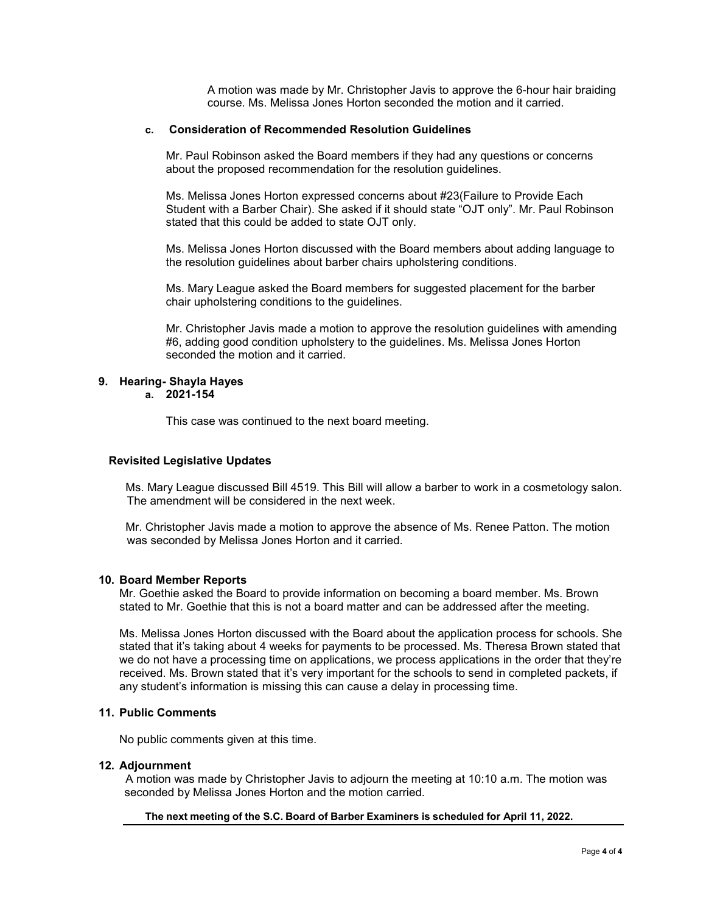A motion was made by Mr. Christopher Javis to approve the 6-hour hair braiding course. Ms. Melissa Jones Horton seconded the motion and it carried.

**c. Consideration of Recommended Resolution Guidelines**

Mr. Paul Robinson asked the Board members if they had any questions or concerns about the proposed recommendation for the resolution guidelines.

Ms. Melissa Jones Horton expressed concerns about #23(Failure to Provide Each Student with a Barber Chair). She asked if it should state "OJT only". Mr. Paul Robinson stated that this could be added to state OJT only.

Ms. Melissa Jones Horton discussed with the Board members about adding language to the resolution guidelines about barber chairs upholstering conditions.

Ms. Mary League asked the Board members for suggested placement for the barber chair upholstering conditions to the guidelines.

Mr. Christopher Javis made a motion to approve the resolution guidelines with amending #6, adding good condition upholstery to the guidelines. Ms. Melissa Jones Horton seconded the motion and it carried.

**9. Hearing- Shayla Hayes**

**a. 2021-154**

This case was continued to the next board meeting.

**Revisited Legislative Updates**

Ms. Mary League discussed Bill 4519. This Bill will allow a barber to work in a cosmetology salon. The amendment will be considered in the next week.

Mr. Christopher Javis made a motion to approve the absence of Ms. Renee Patton. The motion was seconded by Melissa Jones Horton and it carried.

**10. Board Member Reports**

Mr. Goethie asked the Board to provide information on becoming a board member. Ms. Brown stated to Mr. Goethie that this is not a board matter and can be addressed after the meeting.

Ms. Melissa Jones Horton discussed with the Board about the application process for schools. She stated that it's taking about 4 weeks for payments to be processed. Ms. Theresa Brown stated that we do not have a processing time on applications, we process applications in the order that they're received. Ms. Brown stated that it's very important for the schools to send in completed packets, if any student's information is missing this can cause a delay in processing time.

**11. Public Comments**

No public comments given at this time.

**12. Adjournment**

A motion was made by Christopher Javis to adjourn the meeting at 10:10 a.m. The motion was seconded by Melissa Jones Horton and the motion carried.

**The next meeting of the S.C. Board of Barber Examiners is scheduled for April 11, 2022.**